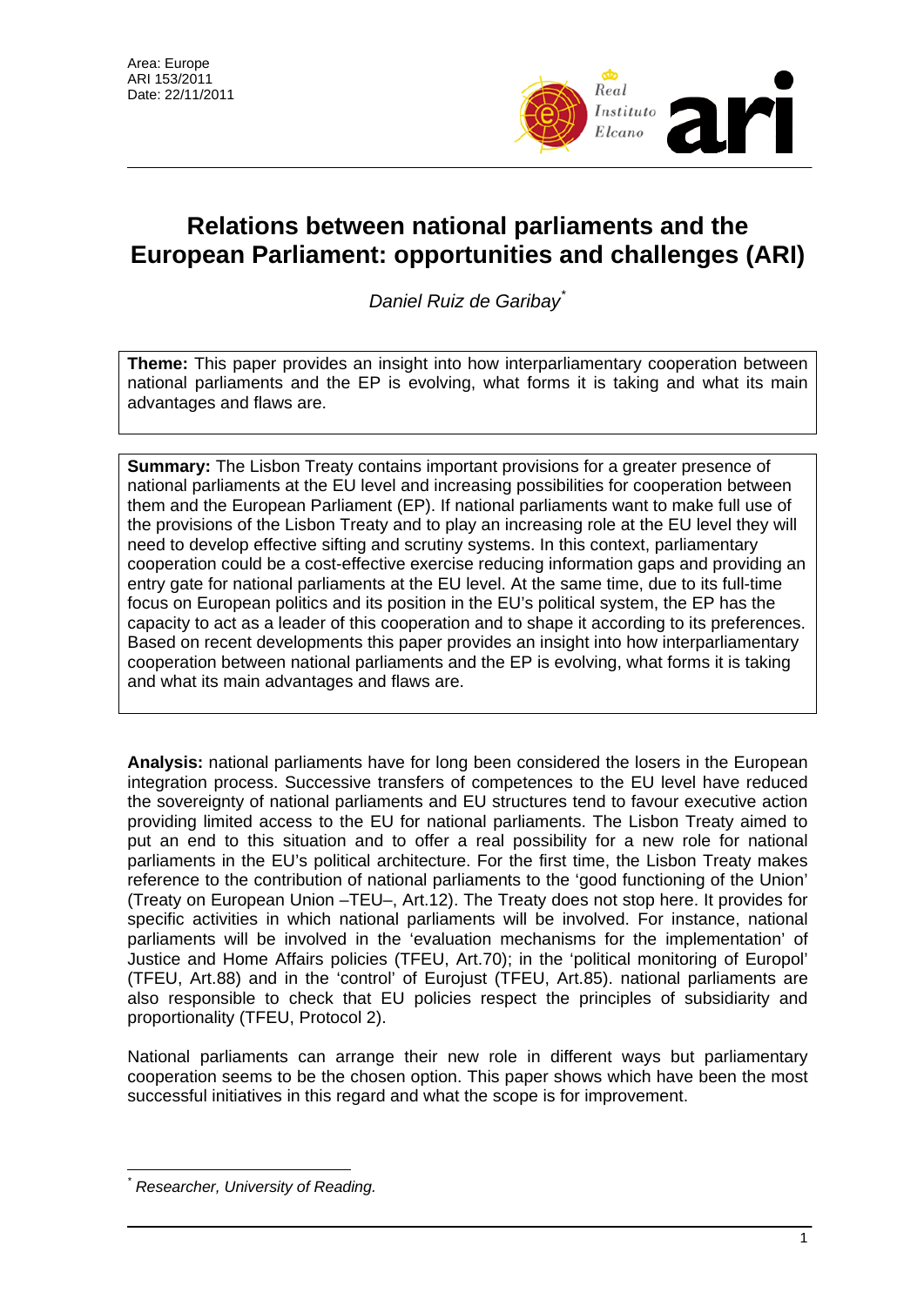Area: Europe
ARI 153/2011
Date: 22/11/2011

# Relations between national parliaments and the European Parliament: opportunities and challenges (ARI)

*Daniel Ruiz de Garibay*[*]

**Theme:** This paper provides an insight into how interparliamentary cooperation between national parliaments and the EP is evolving, what forms it is taking and what its main advantages and flaws are.

**Summary:** The Lisbon Treaty contains important provisions for a greater presence of national parliaments at the EU level and increasing possibilities for cooperation between them and the European Parliament (EP). If national parliaments want to make full use of the provisions of the Lisbon Treaty and to play an increasing role at the EU level they will need to develop effective sifting and scrutiny systems. In this context, parliamentary cooperation could be a cost-effective exercise reducing information gaps and providing an entry gate for national parliaments at the EU level. At the same time, due to its full-time focus on European politics and its position in the EU's political system, the EP has the capacity to act as a leader of this cooperation and to shape it according to its preferences. Based on recent developments this paper provides an insight into how interparliamentary cooperation between national parliaments and the EP is evolving, what forms it is taking and what its main advantages and flaws are.

**Analysis:** national parliaments have for long been considered the losers in the European integration process. Successive transfers of competences to the EU level have reduced the sovereignty of national parliaments and EU structures tend to favour executive action providing limited access to the EU for national parliaments. The Lisbon Treaty aimed to put an end to this situation and to offer a real possibility for a new role for national parliaments in the EU's political architecture. For the first time, the Lisbon Treaty makes reference to the contribution of national parliaments to the 'good functioning of the Union' (Treaty on European Union –TEU–, Art.12). The Treaty does not stop here. It provides for specific activities in which national parliaments will be involved. For instance, national parliaments will be involved in the 'evaluation mechanisms for the implementation' of Justice and Home Affairs policies (TFEU, Art.70); in the 'political monitoring of Europol' (TFEU, Art.88) and in the 'control' of Eurojust (TFEU, Art.85). national parliaments are also responsible to check that EU policies respect the principles of subsidiarity and proportionality (TFEU, Protocol 2).

National parliaments can arrange their new role in different ways but parliamentary cooperation seems to be the chosen option. This paper shows which have been the most successful initiatives in this regard and what the scope is for improvement.

---

[*] *Researcher, University of Reading.*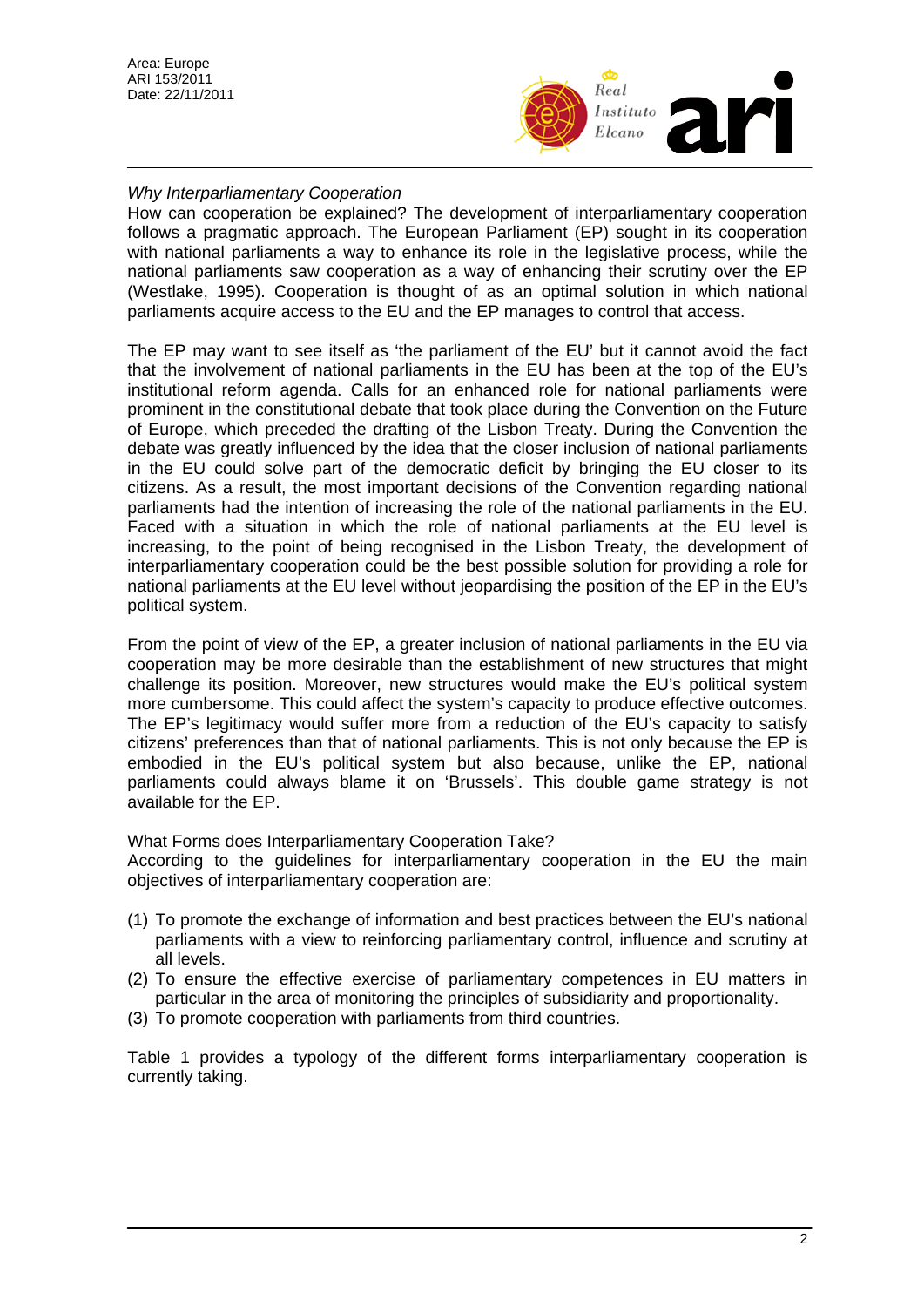*Why Interparliamentary Cooperation*

How can cooperation be explained? The development of interparliamentary cooperation follows a pragmatic approach. The European Parliament (EP) sought in its cooperation with national parliaments a way to enhance its role in the legislative process, while the national parliaments saw cooperation as a way of enhancing their scrutiny over the EP (Westlake, 1995). Cooperation is thought of as an optimal solution in which national parliaments acquire access to the EU and the EP manages to control that access.

The EP may want to see itself as 'the parliament of the EU' but it cannot avoid the fact that the involvement of national parliaments in the EU has been at the top of the EU's institutional reform agenda. Calls for an enhanced role for national parliaments were prominent in the constitutional debate that took place during the Convention on the Future of Europe, which preceded the drafting of the Lisbon Treaty. During the Convention the debate was greatly influenced by the idea that the closer inclusion of national parliaments in the EU could solve part of the democratic deficit by bringing the EU closer to its citizens. As a result, the most important decisions of the Convention regarding national parliaments had the intention of increasing the role of the national parliaments in the EU. Faced with a situation in which the role of national parliaments at the EU level is increasing, to the point of being recognised in the Lisbon Treaty, the development of interparliamentary cooperation could be the best possible solution for providing a role for national parliaments at the EU level without jeopardising the position of the EP in the EU's political system.

From the point of view of the EP, a greater inclusion of national parliaments in the EU via cooperation may be more desirable than the establishment of new structures that might challenge its position. Moreover, new structures would make the EU's political system more cumbersome. This could affect the system's capacity to produce effective outcomes. The EP's legitimacy would suffer more from a reduction of the EU's capacity to satisfy citizens' preferences than that of national parliaments. This is not only because the EP is embodied in the EU's political system but also because, unlike the EP, national parliaments could always blame it on 'Brussels'. This double game strategy is not available for the EP.

What Forms does Interparliamentary Cooperation Take?

According to the guidelines for interparliamentary cooperation in the EU the main objectives of interparliamentary cooperation are:

(1) To promote the exchange of information and best practices between the EU's national parliaments with a view to reinforcing parliamentary control, influence and scrutiny at all levels.
(2) To ensure the effective exercise of parliamentary competences in EU matters in particular in the area of monitoring the principles of subsidiarity and proportionality.
(3) To promote cooperation with parliaments from third countries.

Table 1 provides a typology of the different forms interparliamentary cooperation is currently taking.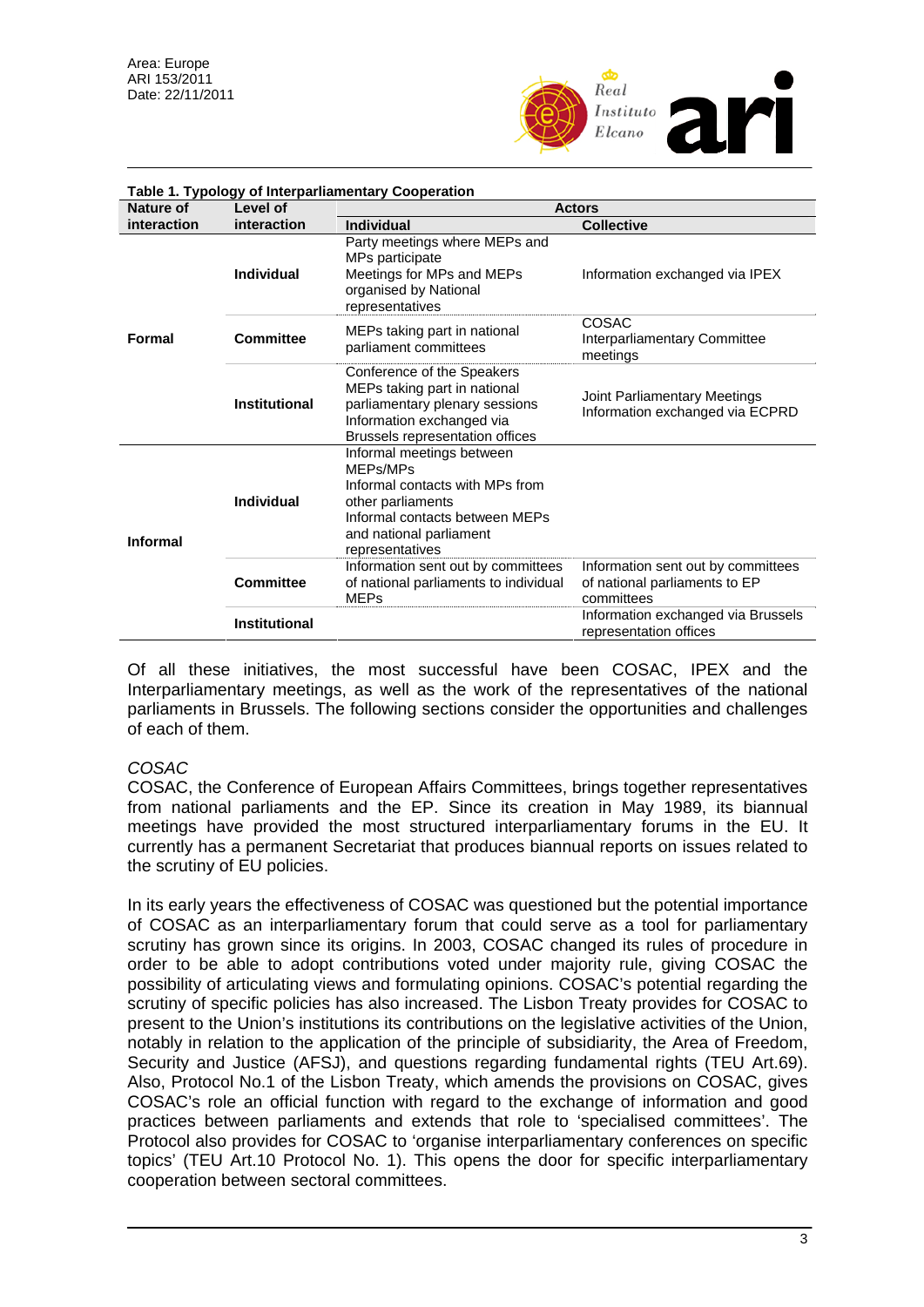**Table 1. Typology of Interparliamentary Cooperation**

| Nature of interaction | Level of interaction | Actors | |
|---|---|---|---|
| | | Individual | Collective |
| Formal | Individual | Party meetings where MEPs and MPs participate<br>Meetings for MPs and MEPs organised by National representatives | Information exchanged via IPEX |
| | Committee | MEPs taking part in national parliament committees | COSAC<br>Interparliamentary Committee meetings |
| | Institutional | Conference of the Speakers<br>MEPs taking part in national parliamentary plenary sessions<br>Information exchanged via Brussels representation offices | Joint Parliamentary Meetings<br>Information exchanged via ECPRD |
| Informal | Individual | Informal meetings between MEPs/MPs<br>Informal contacts with MPs from other parliaments<br>Informal contacts between MEPs and national parliament representatives | |
| | Committee | Information sent out by committees of national parliaments to individual MEPs | Information sent out by committees of national parliaments to EP committees |
| | Institutional | | Information exchanged via Brussels representation offices |

Of all these initiatives, the most successful have been COSAC, IPEX and the Interparliamentary meetings, as well as the work of the representatives of the national parliaments in Brussels. The following sections consider the opportunities and challenges of each of them.

*COSAC*

COSAC, the Conference of European Affairs Committees, brings together representatives from national parliaments and the EP. Since its creation in May 1989, its biannual meetings have provided the most structured interparliamentary forums in the EU. It currently has a permanent Secretariat that produces biannual reports on issues related to the scrutiny of EU policies.

In its early years the effectiveness of COSAC was questioned but the potential importance of COSAC as an interparliamentary forum that could serve as a tool for parliamentary scrutiny has grown since its origins. In 2003, COSAC changed its rules of procedure in order to be able to adopt contributions voted under majority rule, giving COSAC the possibility of articulating views and formulating opinions. COSAC's potential regarding the scrutiny of specific policies has also increased. The Lisbon Treaty provides for COSAC to present to the Union's institutions its contributions on the legislative activities of the Union, notably in relation to the application of the principle of subsidiarity, the Area of Freedom, Security and Justice (AFSJ), and questions regarding fundamental rights (TEU Art.69). Also, Protocol No.1 of the Lisbon Treaty, which amends the provisions on COSAC, gives COSAC's role an official function with regard to the exchange of information and good practices between parliaments and extends that role to 'specialised committees'. The Protocol also provides for COSAC to 'organise interparliamentary conferences on specific topics' (TEU Art.10 Protocol No. 1). This opens the door for specific interparliamentary cooperation between sectoral committees.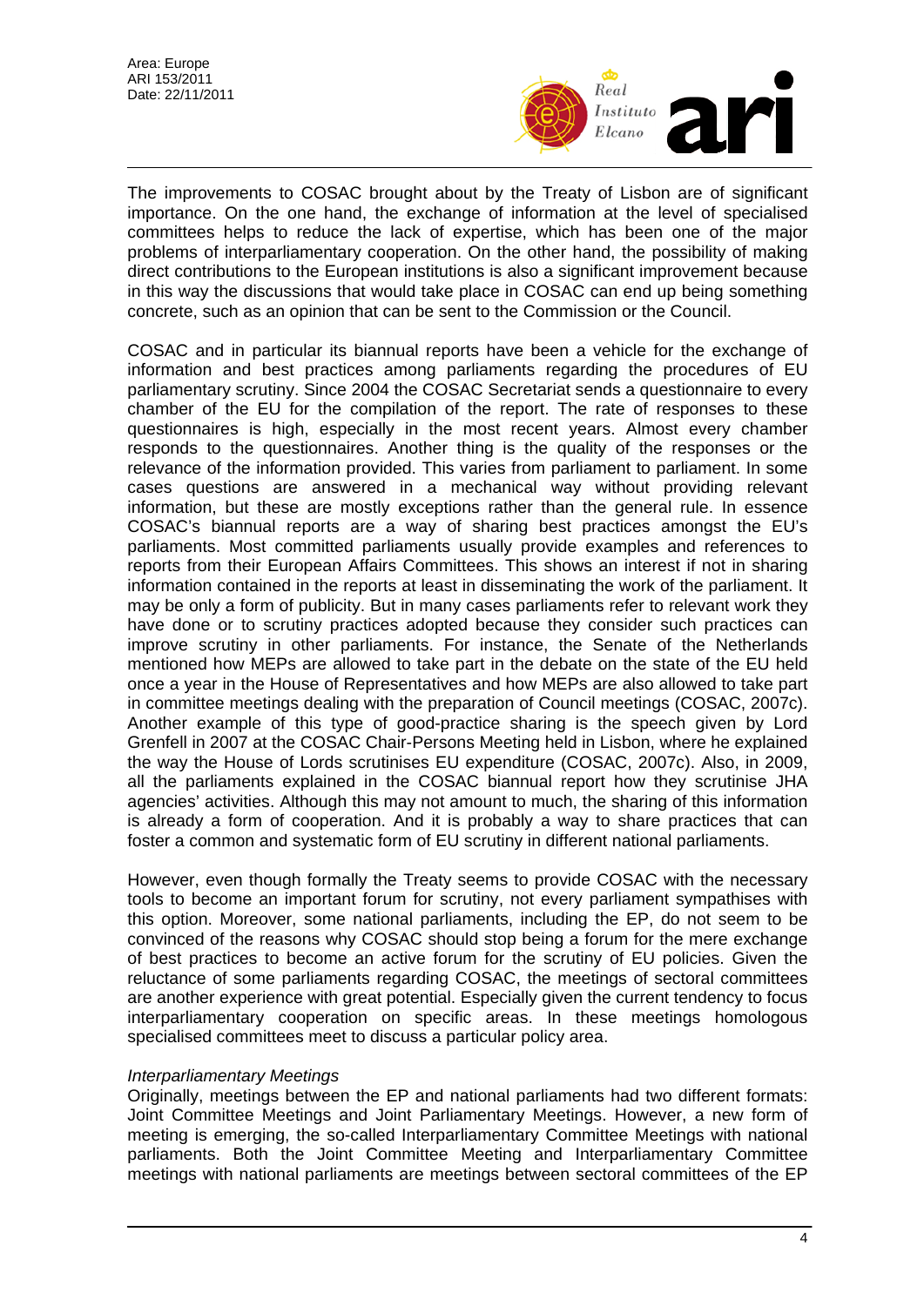The improvements to COSAC brought about by the Treaty of Lisbon are of significant importance. On the one hand, the exchange of information at the level of specialised committees helps to reduce the lack of expertise, which has been one of the major problems of interparliamentary cooperation. On the other hand, the possibility of making direct contributions to the European institutions is also a significant improvement because in this way the discussions that would take place in COSAC can end up being something concrete, such as an opinion that can be sent to the Commission or the Council.

COSAC and in particular its biannual reports have been a vehicle for the exchange of information and best practices among parliaments regarding the procedures of EU parliamentary scrutiny. Since 2004 the COSAC Secretariat sends a questionnaire to every chamber of the EU for the compilation of the report. The rate of responses to these questionnaires is high, especially in the most recent years. Almost every chamber responds to the questionnaires. Another thing is the quality of the responses or the relevance of the information provided. This varies from parliament to parliament. In some cases questions are answered in a mechanical way without providing relevant information, but these are mostly exceptions rather than the general rule. In essence COSAC's biannual reports are a way of sharing best practices amongst the EU's parliaments. Most committed parliaments usually provide examples and references to reports from their European Affairs Committees. This shows an interest if not in sharing information contained in the reports at least in disseminating the work of the parliament. It may be only a form of publicity. But in many cases parliaments refer to relevant work they have done or to scrutiny practices adopted because they consider such practices can improve scrutiny in other parliaments. For instance, the Senate of the Netherlands mentioned how MEPs are allowed to take part in the debate on the state of the EU held once a year in the House of Representatives and how MEPs are also allowed to take part in committee meetings dealing with the preparation of Council meetings (COSAC, 2007c). Another example of this type of good-practice sharing is the speech given by Lord Grenfell in 2007 at the COSAC Chair-Persons Meeting held in Lisbon, where he explained the way the House of Lords scrutinises EU expenditure (COSAC, 2007c). Also, in 2009, all the parliaments explained in the COSAC biannual report how they scrutinise JHA agencies' activities. Although this may not amount to much, the sharing of this information is already a form of cooperation. And it is probably a way to share practices that can foster a common and systematic form of EU scrutiny in different national parliaments.

However, even though formally the Treaty seems to provide COSAC with the necessary tools to become an important forum for scrutiny, not every parliament sympathises with this option. Moreover, some national parliaments, including the EP, do not seem to be convinced of the reasons why COSAC should stop being a forum for the mere exchange of best practices to become an active forum for the scrutiny of EU policies. Given the reluctance of some parliaments regarding COSAC, the meetings of sectoral committees are another experience with great potential. Especially given the current tendency to focus interparliamentary cooperation on specific areas. In these meetings homologous specialised committees meet to discuss a particular policy area.

*Interparliamentary Meetings*

Originally, meetings between the EP and national parliaments had two different formats: Joint Committee Meetings and Joint Parliamentary Meetings. However, a new form of meeting is emerging, the so-called Interparliamentary Committee Meetings with national parliaments. Both the Joint Committee Meeting and Interparliamentary Committee meetings with national parliaments are meetings between sectoral committees of the EP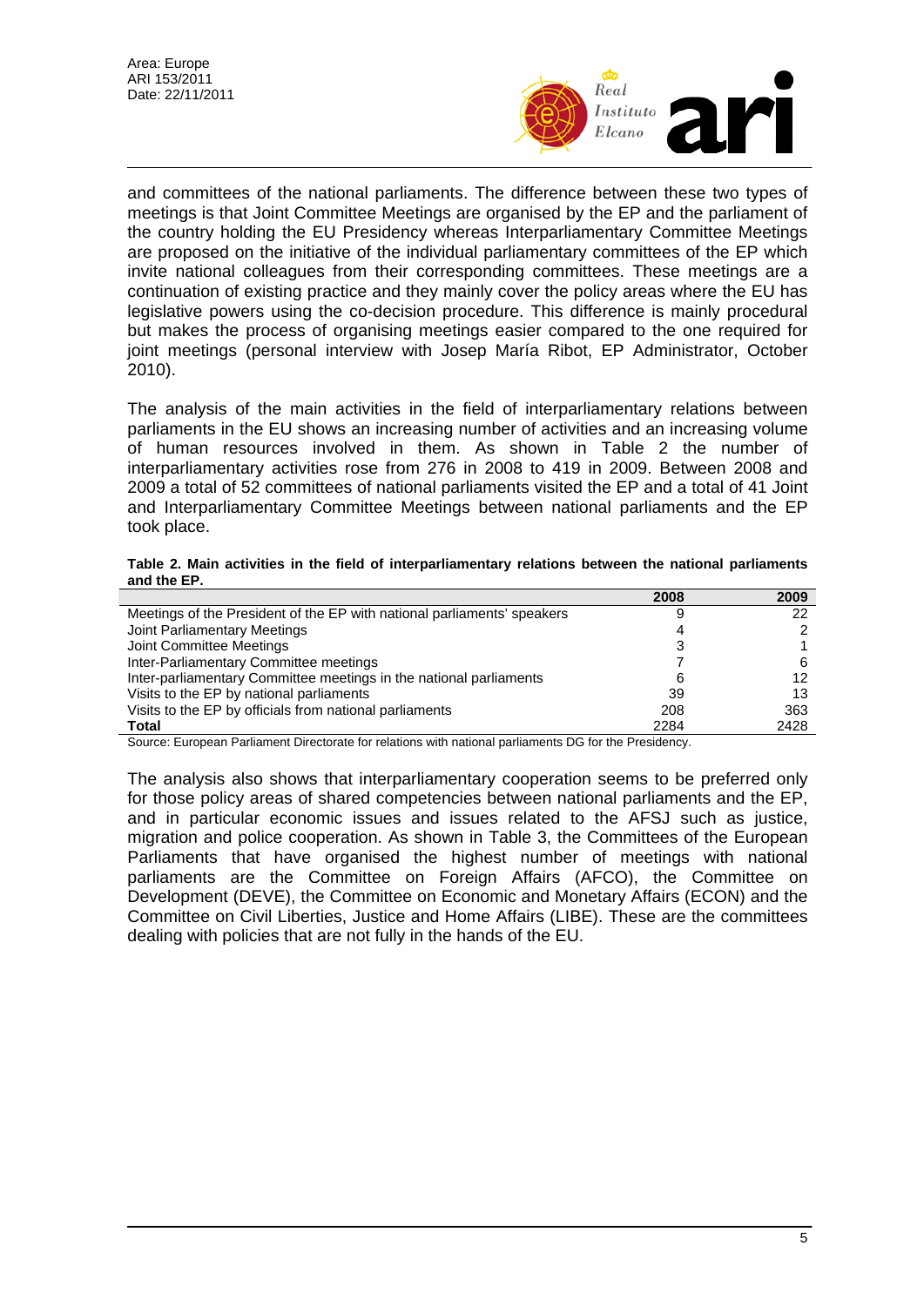and committees of the national parliaments. The difference between these two types of meetings is that Joint Committee Meetings are organised by the EP and the parliament of the country holding the EU Presidency whereas Interparliamentary Committee Meetings are proposed on the initiative of the individual parliamentary committees of the EP which invite national colleagues from their corresponding committees. These meetings are a continuation of existing practice and they mainly cover the policy areas where the EU has legislative powers using the co-decision procedure. This difference is mainly procedural but makes the process of organising meetings easier compared to the one required for joint meetings (personal interview with Josep María Ribot, EP Administrator, October 2010).

The analysis of the main activities in the field of interparliamentary relations between parliaments in the EU shows an increasing number of activities and an increasing volume of human resources involved in them. As shown in Table 2 the number of interparliamentary activities rose from 276 in 2008 to 419 in 2009. Between 2008 and 2009 a total of 52 committees of national parliaments visited the EP and a total of 41 Joint and Interparliamentary Committee Meetings between national parliaments and the EP took place.

**Table 2. Main activities in the field of interparliamentary relations between the national parliaments and the EP.**

| | 2008 | 2009 |
|---|---|---|
| Meetings of the President of the EP with national parliaments' speakers | 9 | 22 |
| Joint Parliamentary Meetings | 4 | 2 |
| Joint Committee Meetings | 3 | 1 |
| Inter-Parliamentary Committee meetings | 7 | 6 |
| Inter-parliamentary Committee meetings in the national parliaments | 6 | 12 |
| Visits to the EP by national parliaments | 39 | 13 |
| Visits to the EP by officials from national parliaments | 208 | 363 |
| **Total** | 2284 | 2428 |

Source: European Parliament Directorate for relations with national parliaments DG for the Presidency.

The analysis also shows that interparliamentary cooperation seems to be preferred only for those policy areas of shared competencies between national parliaments and the EP, and in particular economic issues and issues related to the AFSJ such as justice, migration and police cooperation. As shown in Table 3, the Committees of the European Parliaments that have organised the highest number of meetings with national parliaments are the Committee on Foreign Affairs (AFCO), the Committee on Development (DEVE), the Committee on Economic and Monetary Affairs (ECON) and the Committee on Civil Liberties, Justice and Home Affairs (LIBE). These are the committees dealing with policies that are not fully in the hands of the EU.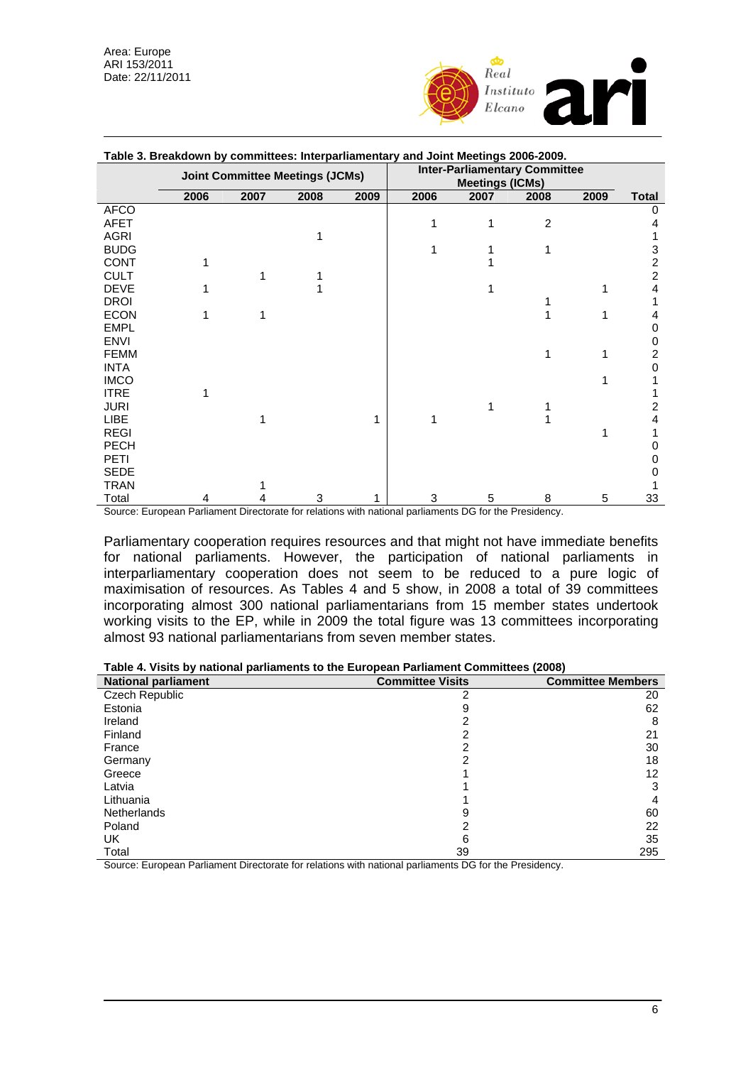**Table 3. Breakdown by committees: Interparliamentary and Joint Meetings 2006-2009.**

| | Joint Committee Meetings (JCMs) | | | | Inter-Parliamentary Committee Meetings (ICMs) | | | | |
|---|---|---|---|---|---|---|---|---|---|
| | 2006 | 2007 | 2008 | 2009 | 2006 | 2007 | 2008 | 2009 | Total |
| AFCO | | | | | | | | | 0 |
| AFET | | | | | 1 | 1 | 2 | | 4 |
| AGRI | | | 1 | | | | | | 1 |
| BUDG | | | | | 1 | 1 | 1 | | 3 |
| CONT | 1 | | | | | 1 | | | 2 |
| CULT | | 1 | 1 | | | | | | 2 |
| DEVE | 1 | | 1 | | | 1 | | 1 | 4 |
| DROI | | | | | | | 1 | | 1 |
| ECON | 1 | 1 | | | | | 1 | 1 | 4 |
| EMPL | | | | | | | | | 0 |
| ENVI | | | | | | | | | 0 |
| FEMM | | | | | | | 1 | 1 | 2 |
| INTA | | | | | | | | | 0 |
| IMCO | | | | | | | | 1 | 1 |
| ITRE | 1 | | | | | | | | 1 |
| JURI | | | | | | 1 | 1 | | 2 |
| LIBE | | 1 | | 1 | 1 | | 1 | | 4 |
| REGI | | | | | | | | 1 | 1 |
| PECH | | | | | | | | | 0 |
| PETI | | | | | | | | | 0 |
| SEDE | | | | | | | | | 0 |
| TRAN | | 1 | | | | | | | 1 |
| Total | 4 | 4 | 3 | 1 | 3 | 5 | 8 | 5 | 33 |

Source: European Parliament Directorate for relations with national parliaments DG for the Presidency.

Parliamentary cooperation requires resources and that might not have immediate benefits for national parliaments. However, the participation of national parliaments in interparliamentary cooperation does not seem to be reduced to a pure logic of maximisation of resources. As Tables 4 and 5 show, in 2008 a total of 39 committees incorporating almost 300 national parliamentarians from 15 member states undertook working visits to the EP, while in 2009 the total figure was 13 committees incorporating almost 93 national parliamentarians from seven member states.

**Table 4. Visits by national parliaments to the European Parliament Committees (2008)**

| National parliament | Committee Visits | Committee Members |
|---|---|---|
| Czech Republic | 2 | 20 |
| Estonia | 9 | 62 |
| Ireland | 2 | 8 |
| Finland | 2 | 21 |
| France | 2 | 30 |
| Germany | 2 | 18 |
| Greece | 1 | 12 |
| Latvia | 1 | 3 |
| Lithuania | 1 | 4 |
| Netherlands | 9 | 60 |
| Poland | 2 | 22 |
| UK | 6 | 35 |
| Total | 39 | 295 |

Source: European Parliament Directorate for relations with national parliaments DG for the Presidency.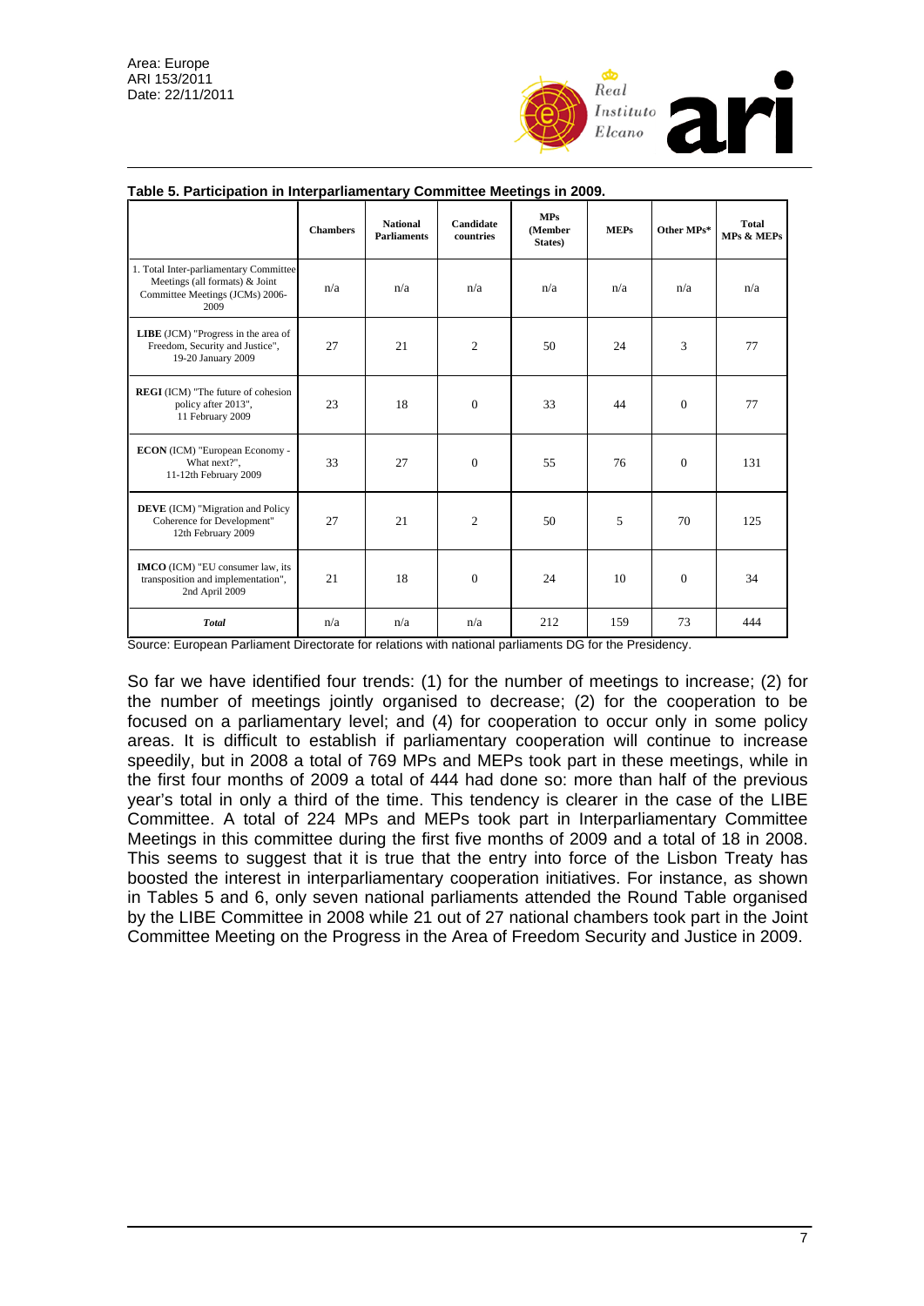**Table 5. Participation in Interparliamentary Committee Meetings in 2009.**

| | Chambers | National Parliaments | Candidate countries | MPs (Member States) | MEPs | Other MPs* | Total MPs & MEPs |
|---|---|---|---|---|---|---|---|
| 1. Total Inter-parliamentary Committee Meetings (all formats) & Joint Committee Meetings (JCMs) 2006-2009 | n/a | n/a | n/a | n/a | n/a | n/a | n/a |
| **LIBE** (JCM) "Progress in the area of Freedom, Security and Justice", 19-20 January 2009 | 27 | 21 | 2 | 50 | 24 | 3 | 77 |
| **REGI** (ICM) "The future of cohesion policy after 2013", 11 February 2009 | 23 | 18 | 0 | 33 | 44 | 0 | 77 |
| **ECON** (ICM) "European Economy - What next?", 11-12th February 2009 | 33 | 27 | 0 | 55 | 76 | 0 | 131 |
| **DEVE** (ICM) "Migration and Policy Coherence for Development" 12th February 2009 | 27 | 21 | 2 | 50 | 5 | 70 | 125 |
| **IMCO** (ICM) "EU consumer law, its transposition and implementation", 2nd April 2009 | 21 | 18 | 0 | 24 | 10 | 0 | 34 |
| ***Total*** | n/a | n/a | n/a | 212 | 159 | 73 | 444 |

Source: European Parliament Directorate for relations with national parliaments DG for the Presidency.

So far we have identified four trends: (1) for the number of meetings to increase; (2) for the number of meetings jointly organised to decrease; (2) for the cooperation to be focused on a parliamentary level; and (4) for cooperation to occur only in some policy areas. It is difficult to establish if parliamentary cooperation will continue to increase speedily, but in 2008 a total of 769 MPs and MEPs took part in these meetings, while in the first four months of 2009 a total of 444 had done so: more than half of the previous year's total in only a third of the time. This tendency is clearer in the case of the LIBE Committee. A total of 224 MPs and MEPs took part in Interparliamentary Committee Meetings in this committee during the first five months of 2009 and a total of 18 in 2008. This seems to suggest that it is true that the entry into force of the Lisbon Treaty has boosted the interest in interparliamentary cooperation initiatives. For instance, as shown in Tables 5 and 6, only seven national parliaments attended the Round Table organised by the LIBE Committee in 2008 while 21 out of 27 national chambers took part in the Joint Committee Meeting on the Progress in the Area of Freedom Security and Justice in 2009.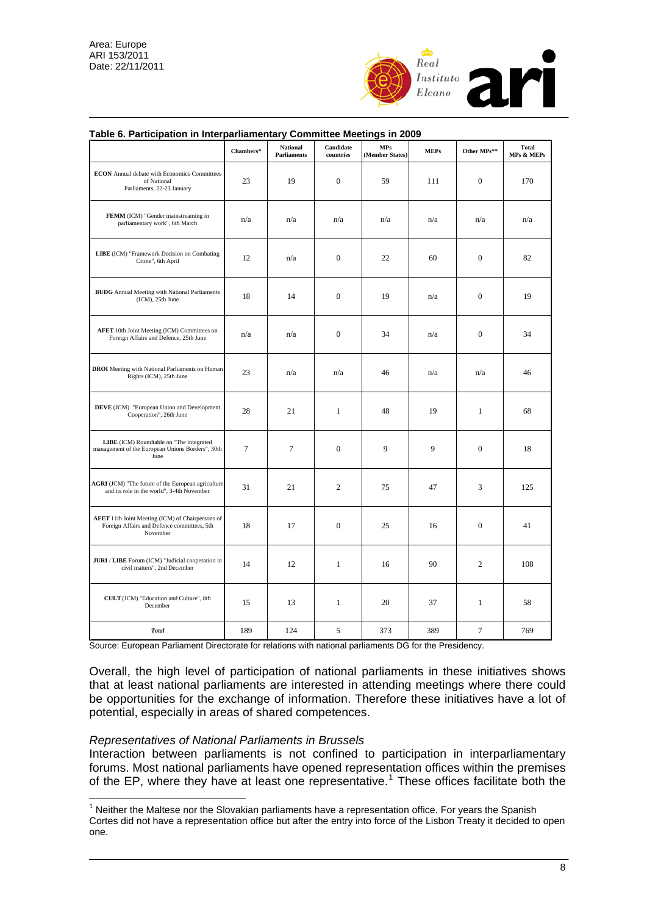**Table 6. Participation in Interparliamentary Committee Meetings in 2009**

| | Chambers* | National Parliaments | Candidate countries | MPs (Member States) | MEPs | Other MPs** | Total MPs & MEPs |
|---|---|---|---|---|---|---|---|
| **ECON** Annual debate with Economics Committees of National Parliaments, 22-23 January | 23 | 19 | 0 | 59 | 111 | 0 | 170 |
| **FEMM** (ICM) "Gender mainstreaming in parliamentary work", 6th March | n/a | n/a | n/a | n/a | n/a | n/a | n/a |
| **LIBE** (ICM) "Framework Decision on Combating Crime", 6th April | 12 | n/a | 0 | 22 | 60 | 0 | 82 |
| **BUDG** Annual Meeting with National Parliaments (ICM), 25th June | 18 | 14 | 0 | 19 | n/a | 0 | 19 |
| **AFET** 10th Joint Meeting (ICM) Committees on Foreign Affairs and Defence, 25th June | n/a | n/a | 0 | 34 | n/a | 0 | 34 |
| **DROI** Meeting with National Parliaments on Human Rights (ICM), 25th June | 23 | n/a | n/a | 46 | n/a | n/a | 46 |
| **DEVE** (JCM) "European Union and Development Cooperation", 26th June | 28 | 21 | 1 | 48 | 19 | 1 | 68 |
| **LIBE** (ICM) Roundtable on "The integrated management of the European Unions Borders", 30th June | 7 | 7 | 0 | 9 | 9 | 0 | 18 |
| **AGRI** (JCM) "The future of the European agriculture and its role in the world", 3-4th November | 31 | 21 | 2 | 75 | 47 | 3 | 125 |
| **AFET** 11th Joint Meeting (ICM) of Chairpersons of Foreign Affairs and Defence committees, 5th November | 18 | 17 | 0 | 25 | 16 | 0 | 41 |
| **JURI** / **LIBE** Forum (ICM) "Judicial cooperation in civil matters", 2nd December | 14 | 12 | 1 | 16 | 90 | 2 | 108 |
| **CULT** (JCM) "Education and Culture", 8th December | 15 | 13 | 1 | 20 | 37 | 1 | 58 |
| ***Total*** | 189 | 124 | 5 | 373 | 389 | 7 | 769 |

Source: European Parliament Directorate for relations with national parliaments DG for the Presidency.

Overall, the high level of participation of national parliaments in these initiatives shows that at least national parliaments are interested in attending meetings where there could be opportunities for the exchange of information. Therefore these initiatives have a lot of potential, especially in areas of shared competences.

*Representatives of National Parliaments in Brussels*

Interaction between parliaments is not confined to participation in interparliamentary forums. Most national parliaments have opened representation offices within the premises of the EP, where they have at least one representative.[1] These offices facilitate both the

[1] Neither the Maltese nor the Slovakian parliaments have a representation office. For years the Spanish Cortes did not have a representation office but after the entry into force of the Lisbon Treaty it decided to open one.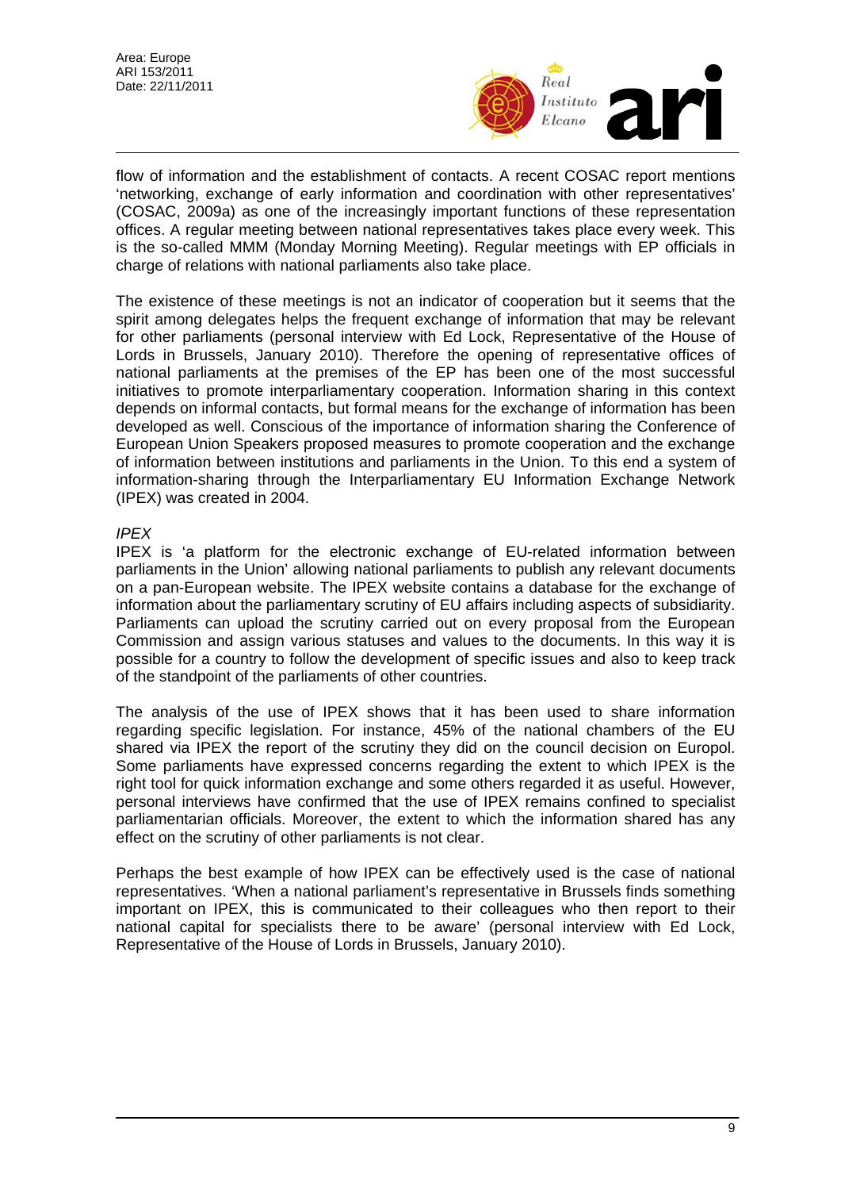flow of information and the establishment of contacts. A recent COSAC report mentions 'networking, exchange of early information and coordination with other representatives' (COSAC, 2009a) as one of the increasingly important functions of these representation offices. A regular meeting between national representatives takes place every week. This is the so-called MMM (Monday Morning Meeting). Regular meetings with EP officials in charge of relations with national parliaments also take place.

The existence of these meetings is not an indicator of cooperation but it seems that the spirit among delegates helps the frequent exchange of information that may be relevant for other parliaments (personal interview with Ed Lock, Representative of the House of Lords in Brussels, January 2010). Therefore the opening of representative offices of national parliaments at the premises of the EP has been one of the most successful initiatives to promote interparliamentary cooperation. Information sharing in this context depends on informal contacts, but formal means for the exchange of information has been developed as well. Conscious of the importance of information sharing the Conference of European Union Speakers proposed measures to promote cooperation and the exchange of information between institutions and parliaments in the Union. To this end a system of information-sharing through the Interparliamentary EU Information Exchange Network (IPEX) was created in 2004.

*IPEX*

IPEX is 'a platform for the electronic exchange of EU-related information between parliaments in the Union' allowing national parliaments to publish any relevant documents on a pan-European website. The IPEX website contains a database for the exchange of information about the parliamentary scrutiny of EU affairs including aspects of subsidiarity. Parliaments can upload the scrutiny carried out on every proposal from the European Commission and assign various statuses and values to the documents. In this way it is possible for a country to follow the development of specific issues and also to keep track of the standpoint of the parliaments of other countries.

The analysis of the use of IPEX shows that it has been used to share information regarding specific legislation. For instance, 45% of the national chambers of the EU shared via IPEX the report of the scrutiny they did on the council decision on Europol. Some parliaments have expressed concerns regarding the extent to which IPEX is the right tool for quick information exchange and some others regarded it as useful. However, personal interviews have confirmed that the use of IPEX remains confined to specialist parliamentarian officials. Moreover, the extent to which the information shared has any effect on the scrutiny of other parliaments is not clear.

Perhaps the best example of how IPEX can be effectively used is the case of national representatives. 'When a national parliament's representative in Brussels finds something important on IPEX, this is communicated to their colleagues who then report to their national capital for specialists there to be aware' (personal interview with Ed Lock, Representative of the House of Lords in Brussels, January 2010).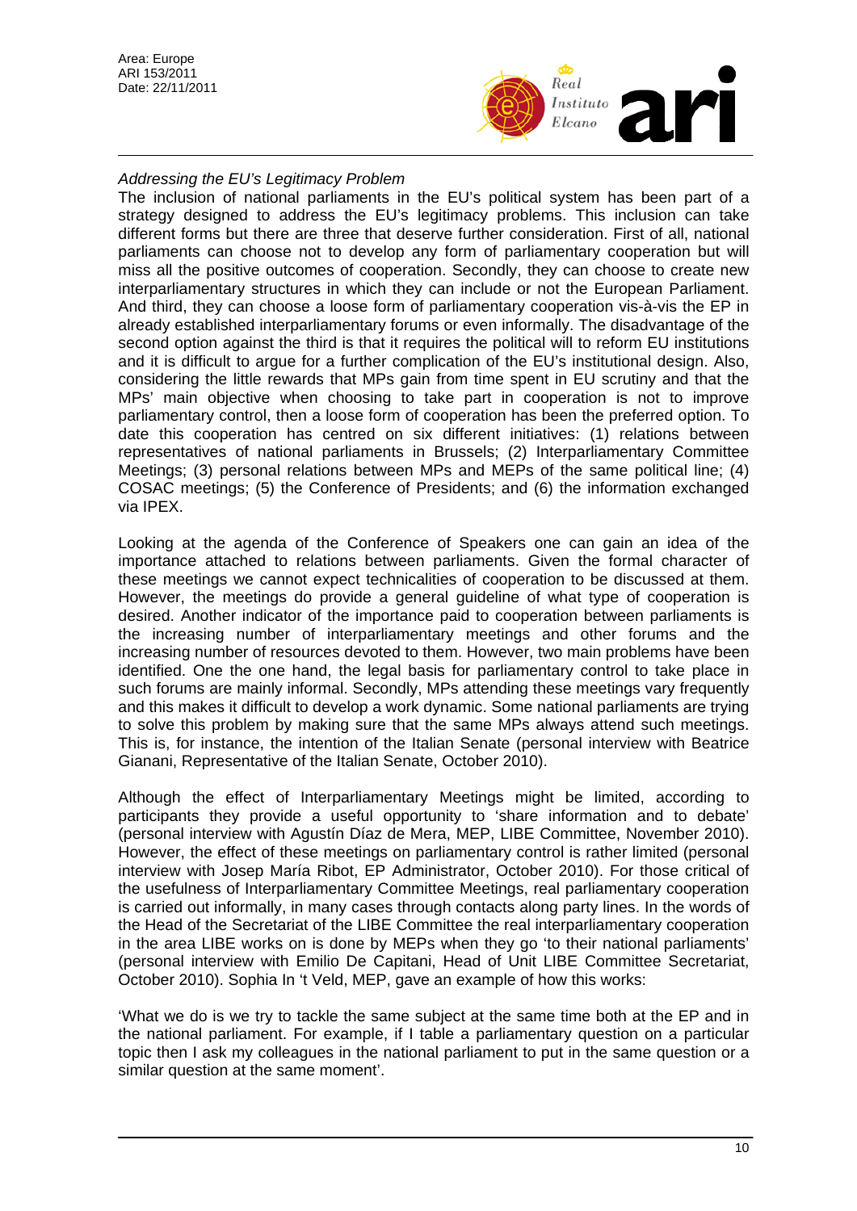*Addressing the EU's Legitimacy Problem*

The inclusion of national parliaments in the EU's political system has been part of a strategy designed to address the EU's legitimacy problems. This inclusion can take different forms but there are three that deserve further consideration. First of all, national parliaments can choose not to develop any form of parliamentary cooperation but will miss all the positive outcomes of cooperation. Secondly, they can choose to create new interparliamentary structures in which they can include or not the European Parliament. And third, they can choose a loose form of parliamentary cooperation vis-à-vis the EP in already established interparliamentary forums or even informally. The disadvantage of the second option against the third is that it requires the political will to reform EU institutions and it is difficult to argue for a further complication of the EU's institutional design. Also, considering the little rewards that MPs gain from time spent in EU scrutiny and that the MPs' main objective when choosing to take part in cooperation is not to improve parliamentary control, then a loose form of cooperation has been the preferred option. To date this cooperation has centred on six different initiatives: (1) relations between representatives of national parliaments in Brussels; (2) Interparliamentary Committee Meetings; (3) personal relations between MPs and MEPs of the same political line; (4) COSAC meetings; (5) the Conference of Presidents; and (6) the information exchanged via IPEX.

Looking at the agenda of the Conference of Speakers one can gain an idea of the importance attached to relations between parliaments. Given the formal character of these meetings we cannot expect technicalities of cooperation to be discussed at them. However, the meetings do provide a general guideline of what type of cooperation is desired. Another indicator of the importance paid to cooperation between parliaments is the increasing number of interparliamentary meetings and other forums and the increasing number of resources devoted to them. However, two main problems have been identified. One the one hand, the legal basis for parliamentary control to take place in such forums are mainly informal. Secondly, MPs attending these meetings vary frequently and this makes it difficult to develop a work dynamic. Some national parliaments are trying to solve this problem by making sure that the same MPs always attend such meetings. This is, for instance, the intention of the Italian Senate (personal interview with Beatrice Gianani, Representative of the Italian Senate, October 2010).

Although the effect of Interparliamentary Meetings might be limited, according to participants they provide a useful opportunity to 'share information and to debate' (personal interview with Agustín Díaz de Mera, MEP, LIBE Committee, November 2010). However, the effect of these meetings on parliamentary control is rather limited (personal interview with Josep María Ribot, EP Administrator, October 2010). For those critical of the usefulness of Interparliamentary Committee Meetings, real parliamentary cooperation is carried out informally, in many cases through contacts along party lines. In the words of the Head of the Secretariat of the LIBE Committee the real interparliamentary cooperation in the area LIBE works on is done by MEPs when they go 'to their national parliaments' (personal interview with Emilio De Capitani, Head of Unit LIBE Committee Secretariat, October 2010). Sophia In 't Veld, MEP, gave an example of how this works:

'What we do is we try to tackle the same subject at the same time both at the EP and in the national parliament. For example, if I table a parliamentary question on a particular topic then I ask my colleagues in the national parliament to put in the same question or a similar question at the same moment'.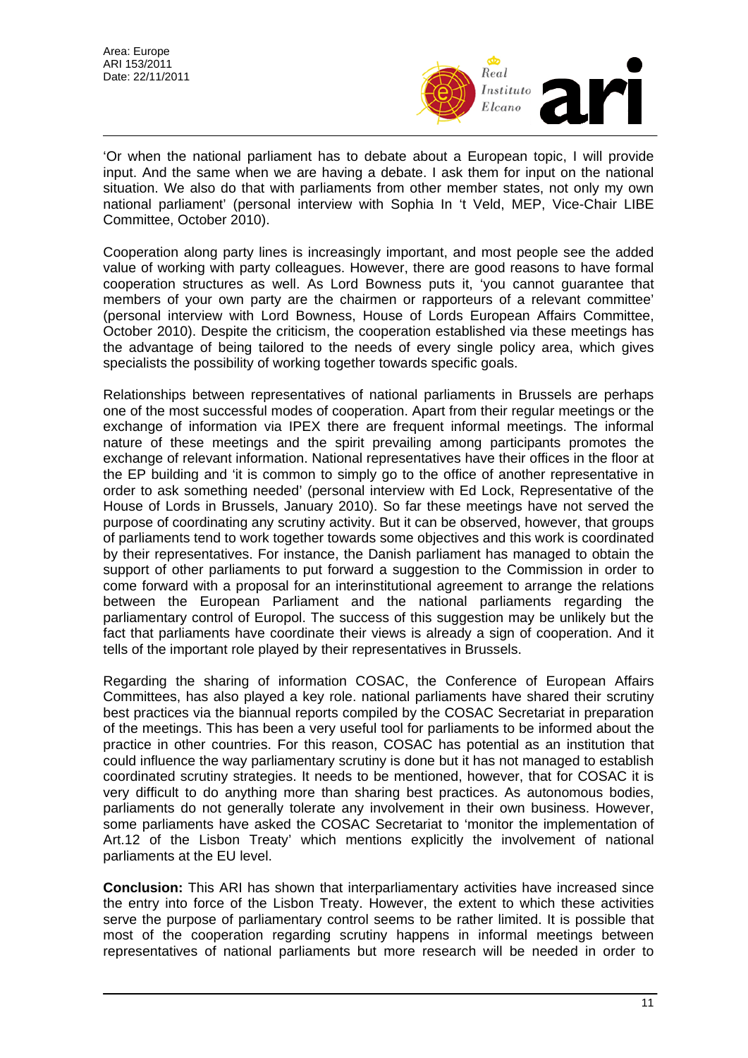'Or when the national parliament has to debate about a European topic, I will provide input. And the same when we are having a debate. I ask them for input on the national situation. We also do that with parliaments from other member states, not only my own national parliament' (personal interview with Sophia In 't Veld, MEP, Vice-Chair LIBE Committee, October 2010).

Cooperation along party lines is increasingly important, and most people see the added value of working with party colleagues. However, there are good reasons to have formal cooperation structures as well. As Lord Bowness puts it, 'you cannot guarantee that members of your own party are the chairmen or rapporteurs of a relevant committee' (personal interview with Lord Bowness, House of Lords European Affairs Committee, October 2010). Despite the criticism, the cooperation established via these meetings has the advantage of being tailored to the needs of every single policy area, which gives specialists the possibility of working together towards specific goals.

Relationships between representatives of national parliaments in Brussels are perhaps one of the most successful modes of cooperation. Apart from their regular meetings or the exchange of information via IPEX there are frequent informal meetings. The informal nature of these meetings and the spirit prevailing among participants promotes the exchange of relevant information. National representatives have their offices in the floor at the EP building and 'it is common to simply go to the office of another representative in order to ask something needed' (personal interview with Ed Lock, Representative of the House of Lords in Brussels, January 2010). So far these meetings have not served the purpose of coordinating any scrutiny activity. But it can be observed, however, that groups of parliaments tend to work together towards some objectives and this work is coordinated by their representatives. For instance, the Danish parliament has managed to obtain the support of other parliaments to put forward a suggestion to the Commission in order to come forward with a proposal for an interinstitutional agreement to arrange the relations between the European Parliament and the national parliaments regarding the parliamentary control of Europol. The success of this suggestion may be unlikely but the fact that parliaments have coordinate their views is already a sign of cooperation. And it tells of the important role played by their representatives in Brussels.

Regarding the sharing of information COSAC, the Conference of European Affairs Committees, has also played a key role. national parliaments have shared their scrutiny best practices via the biannual reports compiled by the COSAC Secretariat in preparation of the meetings. This has been a very useful tool for parliaments to be informed about the practice in other countries. For this reason, COSAC has potential as an institution that could influence the way parliamentary scrutiny is done but it has not managed to establish coordinated scrutiny strategies. It needs to be mentioned, however, that for COSAC it is very difficult to do anything more than sharing best practices. As autonomous bodies, parliaments do not generally tolerate any involvement in their own business. However, some parliaments have asked the COSAC Secretariat to 'monitor the implementation of Art.12 of the Lisbon Treaty' which mentions explicitly the involvement of national parliaments at the EU level.

**Conclusion:** This ARI has shown that interparliamentary activities have increased since the entry into force of the Lisbon Treaty. However, the extent to which these activities serve the purpose of parliamentary control seems to be rather limited. It is possible that most of the cooperation regarding scrutiny happens in informal meetings between representatives of national parliaments but more research will be needed in order to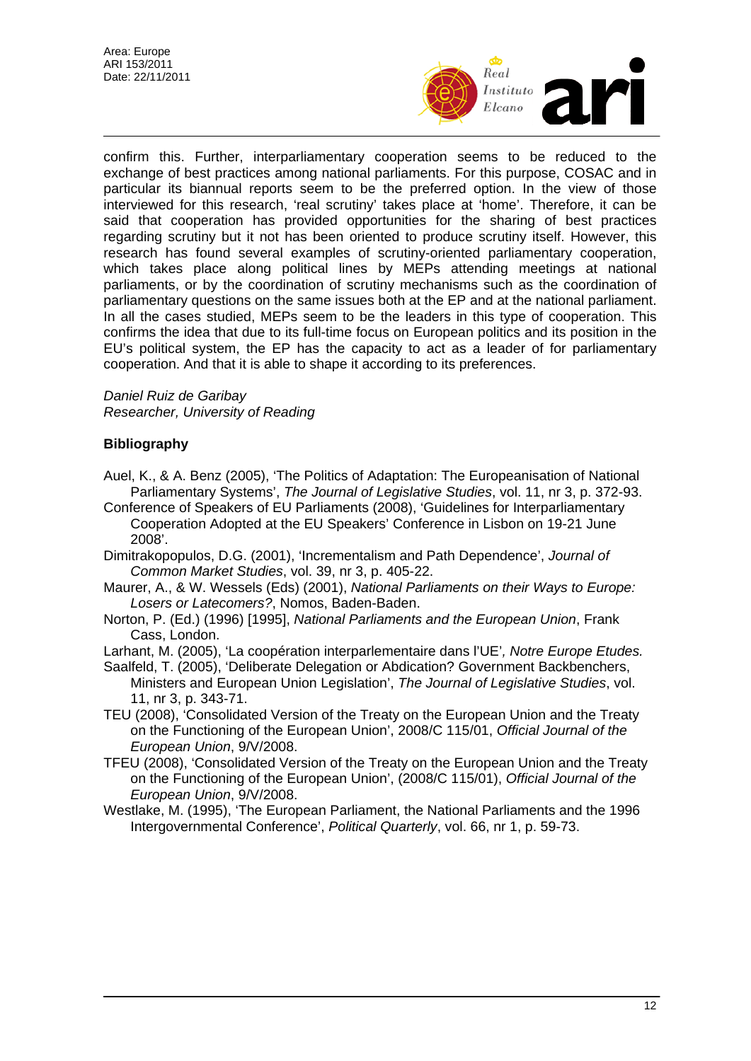confirm this. Further, interparliamentary cooperation seems to be reduced to the exchange of best practices among national parliaments. For this purpose, COSAC and in particular its biannual reports seem to be the preferred option. In the view of those interviewed for this research, 'real scrutiny' takes place at 'home'. Therefore, it can be said that cooperation has provided opportunities for the sharing of best practices regarding scrutiny but it not has been oriented to produce scrutiny itself. However, this research has found several examples of scrutiny-oriented parliamentary cooperation, which takes place along political lines by MEPs attending meetings at national parliaments, or by the coordination of scrutiny mechanisms such as the coordination of parliamentary questions on the same issues both at the EP and at the national parliament. In all the cases studied, MEPs seem to be the leaders in this type of cooperation. This confirms the idea that due to its full-time focus on European politics and its position in the EU's political system, the EP has the capacity to act as a leader of for parliamentary cooperation. And that it is able to shape it according to its preferences.

*Daniel Ruiz de Garibay*
*Researcher, University of Reading*

**Bibliography**

Auel, K., & A. Benz (2005), 'The Politics of Adaptation: The Europeanisation of National Parliamentary Systems', *The Journal of Legislative Studies*, vol. 11, nr 3, p. 372-93.

Conference of Speakers of EU Parliaments (2008), 'Guidelines for Interparliamentary Cooperation Adopted at the EU Speakers' Conference in Lisbon on 19-21 June 2008'.

Dimitrakopopulos, D.G. (2001), 'Incrementalism and Path Dependence', *Journal of Common Market Studies*, vol. 39, nr 3, p. 405-22.

Maurer, A., & W. Wessels (Eds) (2001), *National Parliaments on their Ways to Europe: Losers or Latecomers?*, Nomos, Baden-Baden.

Norton, P. (Ed.) (1996) [1995], *National Parliaments and the European Union*, Frank Cass, London.

Larhant, M. (2005), 'La coopération interparlementaire dans l'UE'*, Notre Europe Etudes.*

Saalfeld, T. (2005), 'Deliberate Delegation or Abdication? Government Backbenchers, Ministers and European Union Legislation', *The Journal of Legislative Studies*, vol. 11, nr 3, p. 343-71.

TEU (2008), 'Consolidated Version of the Treaty on the European Union and the Treaty on the Functioning of the European Union', 2008/C 115/01, *Official Journal of the European Union*, 9/V/2008.

TFEU (2008), 'Consolidated Version of the Treaty on the European Union and the Treaty on the Functioning of the European Union', (2008/C 115/01), *Official Journal of the European Union*, 9/V/2008.

Westlake, M. (1995), 'The European Parliament, the National Parliaments and the 1996 Intergovernmental Conference', *Political Quarterly*, vol. 66, nr 1, p. 59-73.